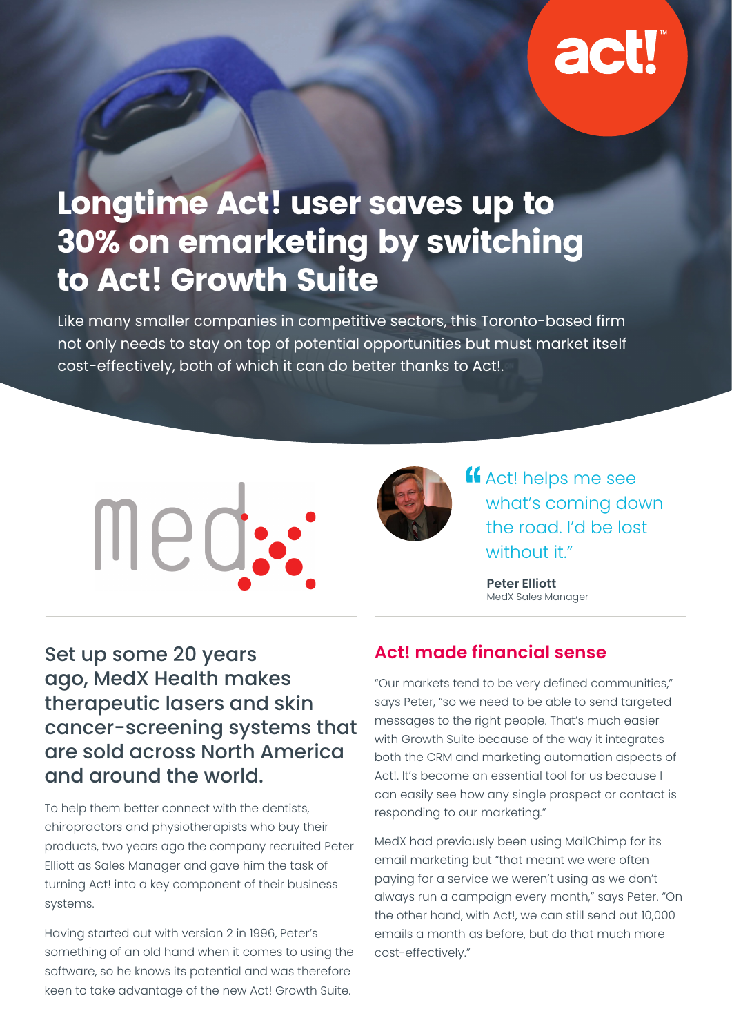# Longtime Act! user saves up to 30% on emarketing by switching to Act! Growth Suite

Like many smaller companies in competitive sectors, this Toronto-based firm not only needs to stay on top of potential opportunities but must market itself cost-effectively, both of which it can do better thanks to Act!.

> "Act! helps me see what's coming down the road. I'd be lost without it."
>
> **Peter Elliott**
> MedX Sales Manager

## Set up some 20 years ago, MedX Health makes therapeutic lasers and skin cancer-screening systems that are sold across North America and around the world.

To help them better connect with the dentists, chiropractors and physiotherapists who buy their products, two years ago the company recruited Peter Elliott as Sales Manager and gave him the task of turning Act! into a key component of their business systems.

Having started out with version 2 in 1996, Peter's something of an old hand when it comes to using the software, so he knows its potential and was therefore keen to take advantage of the new Act! Growth Suite.

## Act! made financial sense

"Our markets tend to be very defined communities," says Peter, "so we need to be able to send targeted messages to the right people. That's much easier with Growth Suite because of the way it integrates both the CRM and marketing automation aspects of Act!. It's become an essential tool for us because I can easily see how any single prospect or contact is responding to our marketing."

MedX had previously been using MailChimp for its email marketing but "that meant we were often paying for a service we weren't using as we don't always run a campaign every month," says Peter. "On the other hand, with Act!, we can still send out 10,000 emails a month as before, but do that much more cost-effectively."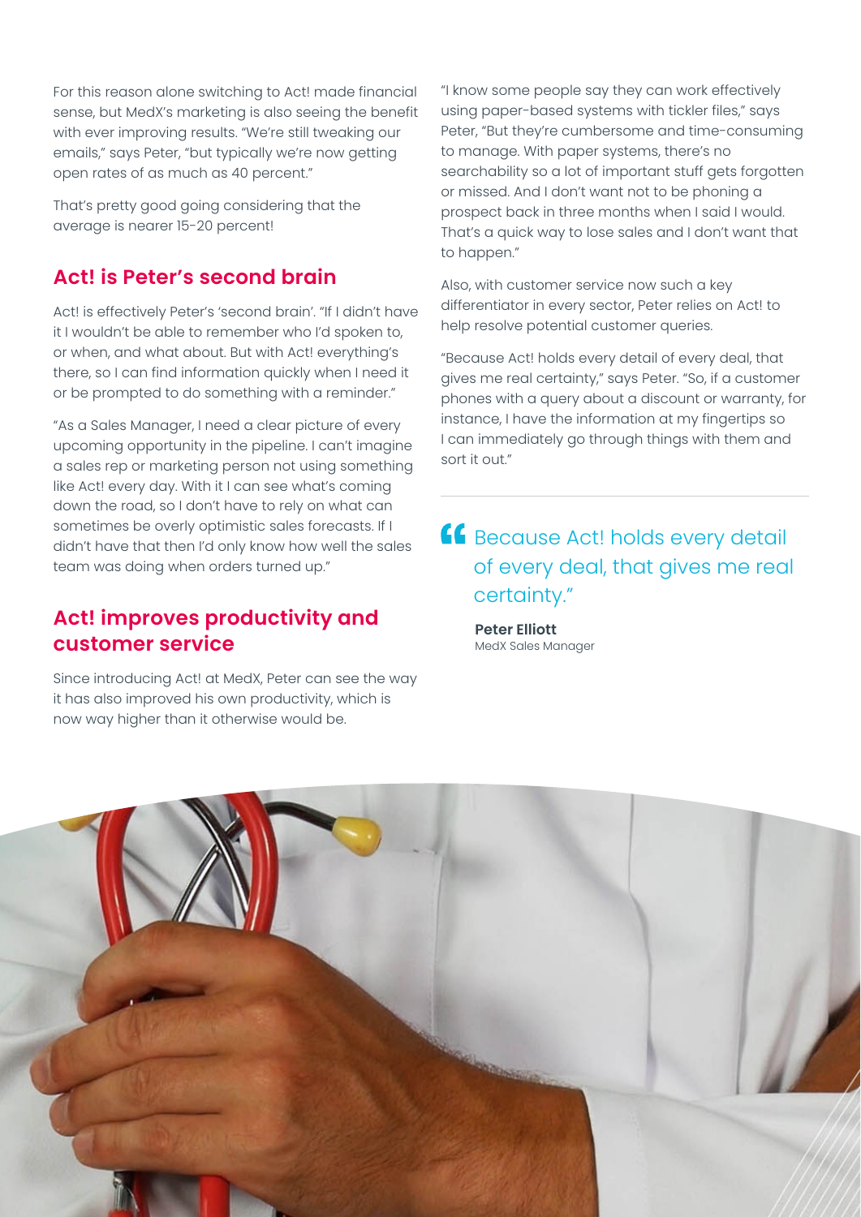For this reason alone switching to Act! made financial sense, but MedX's marketing is also seeing the benefit with ever improving results. "We're still tweaking our emails," says Peter, "but typically we're now getting open rates of as much as 40 percent."

That's pretty good going considering that the average is nearer 15-20 percent!

## Act! is Peter's second brain

Act! is effectively Peter's 'second brain'. "If I didn't have it I wouldn't be able to remember who I'd spoken to, or when, and what about. But with Act! everything's there, so I can find information quickly when I need it or be prompted to do something with a reminder."

"As a Sales Manager, I need a clear picture of every upcoming opportunity in the pipeline. I can't imagine a sales rep or marketing person not using something like Act! every day. With it I can see what's coming down the road, so I don't have to rely on what can sometimes be overly optimistic sales forecasts. If I didn't have that then I'd only know how well the sales team was doing when orders turned up."

## Act! improves productivity and customer service

Since introducing Act! at MedX, Peter can see the way it has also improved his own productivity, which is now way higher than it otherwise would be.

"I know some people say they can work effectively using paper-based systems with tickler files," says Peter, "But they're cumbersome and time-consuming to manage. With paper systems, there's no searchability so a lot of important stuff gets forgotten or missed. And I don't want not to be phoning a prospect back in three months when I said I would. That's a quick way to lose sales and I don't want that to happen."

Also, with customer service now such a key differentiator in every sector, Peter relies on Act! to help resolve potential customer queries.

"Because Act! holds every detail of every deal, that gives me real certainty," says Peter. "So, if a customer phones with a query about a discount or warranty, for instance, I have the information at my fingertips so I can immediately go through things with them and sort it out."

> "Because Act! holds every detail of every deal, that gives me real certainty."
>
> **Peter Elliott**
> MedX Sales Manager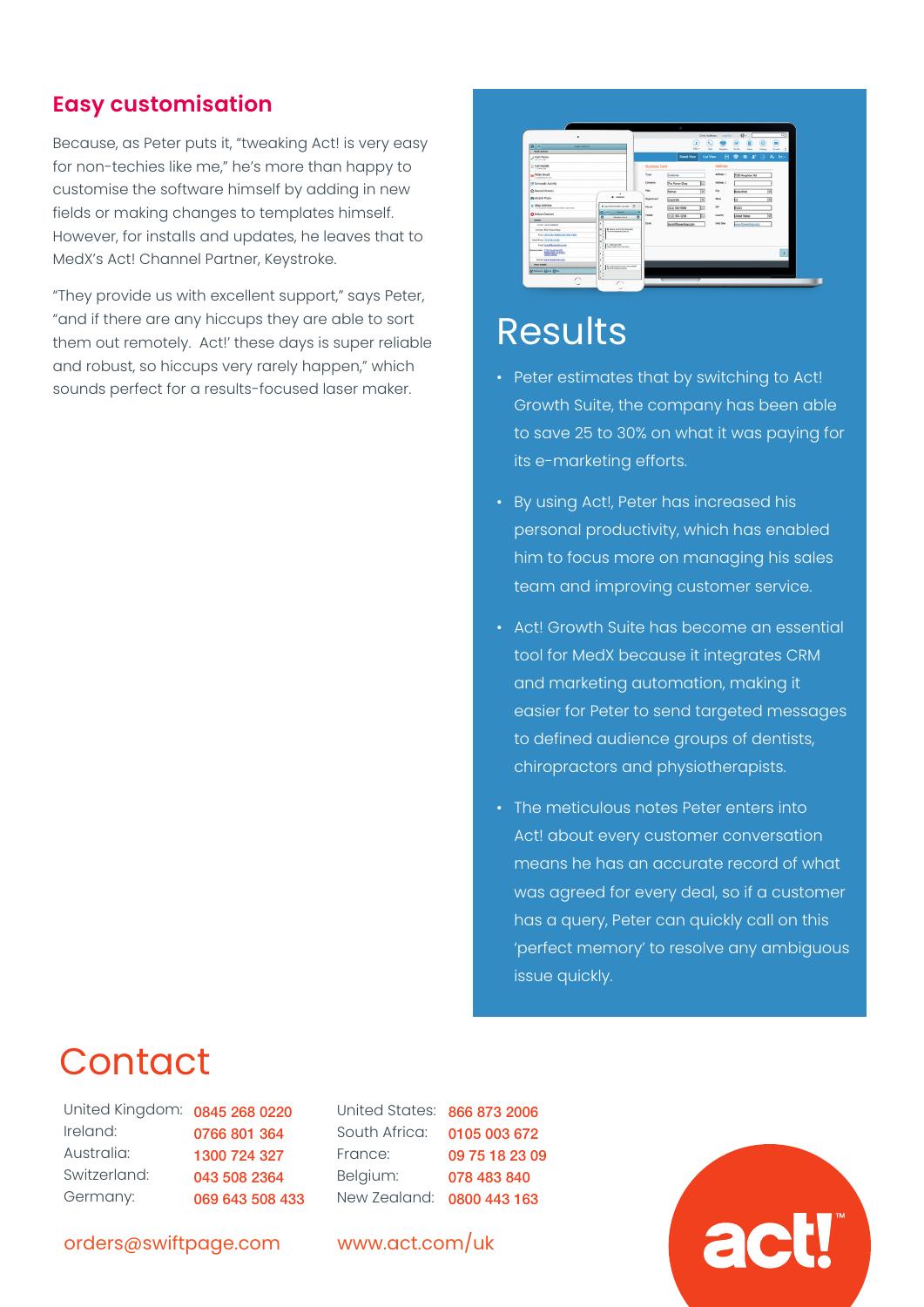## Easy customisation

Because, as Peter puts it, "tweaking Act! is very easy for non-techies like me," he's more than happy to customise the software himself by adding in new fields or making changes to templates himself. However, for installs and updates, he leaves that to MedX's Act! Channel Partner, Keystroke.

"They provide us with excellent support," says Peter, "and if there are any hiccups they are able to sort them out remotely. Act!' these days is super reliable and robust, so hiccups very rarely happen," which sounds perfect for a results-focused laser maker.

# Results

- Peter estimates that by switching to Act! Growth Suite, the company has been able to save 25 to 30% on what it was paying for its e-marketing efforts.
- By using Act!, Peter has increased his personal productivity, which has enabled him to focus more on managing his sales team and improving customer service.
- Act! Growth Suite has become an essential tool for MedX because it integrates CRM and marketing automation, making it easier for Peter to send targeted messages to defined audience groups of dentists, chiropractors and physiotherapists.
- The meticulous notes Peter enters into Act! about every customer conversation means he has an accurate record of what was agreed for every deal, so if a customer has a query, Peter can quickly call on this 'perfect memory' to resolve any ambiguous issue quickly.

# Contact

| | | | |
|---|---|---|---|
| United Kingdom: | 0845 268 0220 | United States: | 866 873 2006 |
| Ireland: | 0766 801 364 | South Africa: | 0105 003 672 |
| Australia: | 1300 724 327 | France: | 09 75 18 23 09 |
| Switzerland: | 043 508 2364 | Belgium: | 078 483 840 |
| Germany: | 069 643 508 433 | New Zealand: | 0800 443 163 |

orders@swiftpage.com

www.act.com/uk

act!™